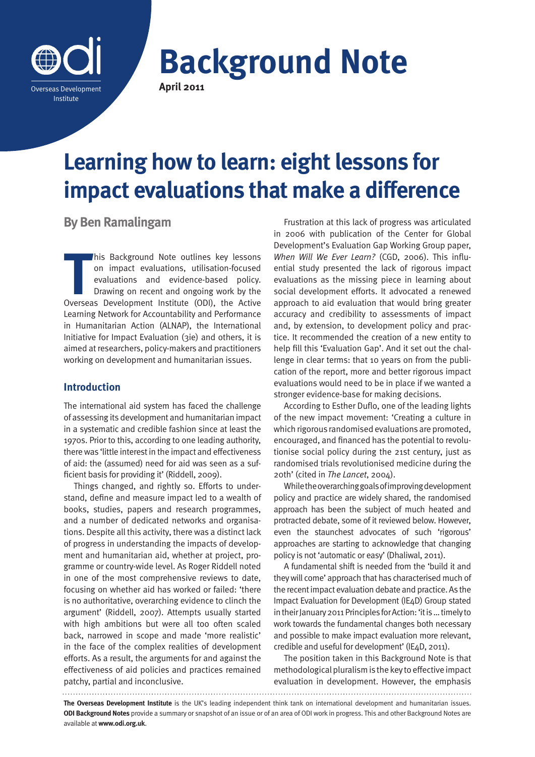Overseas Development Institute

# Background Note

**April 2011**

# Learning how to learn: eight lessons for impact evaluations that make a difference

## By Ben Ramalingam

This Background Note outlines key lessons on impact evaluations, utilisation-focused evaluations and evidence-based policy. Drawing on recent and ongoing work by the Overseas Development Institute (ODI), the Active Learning Network for Accountability and Performance in Humanitarian Action (ALNAP), the International Initiative for Impact Evaluation (3ie) and others, it is aimed at researchers, policy-makers and practitioners working on development and humanitarian issues.

### Introduction

The international aid system has faced the challenge of assessing its development and humanitarian impact in a systematic and credible fashion since at least the 1970s. Prior to this, according to one leading authority, there was 'little interest in the impact and effectiveness of aid: the (assumed) need for aid was seen as a sufficient basis for providing it' (Riddell, 2009).

Things changed, and rightly so. Efforts to understand, define and measure impact led to a wealth of books, studies, papers and research programmes, and a number of dedicated networks and organisations. Despite all this activity, there was a distinct lack of progress in understanding the impacts of development and humanitarian aid, whether at project, programme or country-wide level. As Roger Riddell noted in one of the most comprehensive reviews to date, focusing on whether aid has worked or failed: 'there is no authoritative, overarching evidence to clinch the argument' (Riddell, 2007). Attempts usually started with high ambitions but were all too often scaled back, narrowed in scope and made 'more realistic' in the face of the complex realities of development efforts. As a result, the arguments for and against the effectiveness of aid policies and practices remained patchy, partial and inconclusive.

Frustration at this lack of progress was articulated in 2006 with publication of the Center for Global Development's Evaluation Gap Working Group paper, *When Will We Ever Learn?* (CGD, 2006). This influential study presented the lack of rigorous impact evaluations as the missing piece in learning about social development efforts. It advocated a renewed approach to aid evaluation that would bring greater accuracy and credibility to assessments of impact and, by extension, to development policy and practice. It recommended the creation of a new entity to help fill this 'Evaluation Gap'. And it set out the challenge in clear terms: that 10 years on from the publication of the report, more and better rigorous impact evaluations would need to be in place if we wanted a stronger evidence-base for making decisions.

According to Esther Duflo, one of the leading lights of the new impact movement: 'Creating a culture in which rigorous randomised evaluations are promoted, encouraged, and financed has the potential to revolutionise social policy during the 21st century, just as randomised trials revolutionised medicine during the 20th' (cited in *The Lancet*, 2004).

While the overarching goals of improving development policy and practice are widely shared, the randomised approach has been the subject of much heated and protracted debate, some of it reviewed below. However, even the staunchest advocates of such 'rigorous' approaches are starting to acknowledge that changing policy is not 'automatic or easy' (Dhaliwal, 2011).

A fundamental shift is needed from the 'build it and they will come' approach that has characterised much of the recent impact evaluation debate and practice. As the Impact Evaluation for Development (IE4D) Group stated in their January 2011 Principles for Action: 'it is ... timely to work towards the fundamental changes both necessary and possible to make impact evaluation more relevant, credible and useful for development' (IE4D, 2011).

The position taken in this Background Note is that methodological pluralism is the key to effective impact evaluation in development. However, the emphasis

**The Overseas Development Institute** is the UK's leading independent think tank on international development and humanitarian issues. **ODI Background Notes** provide a summary or snapshot of an issue or of an area of ODI work in progress. This and other Background Notes are available at **www.odi.org.uk**.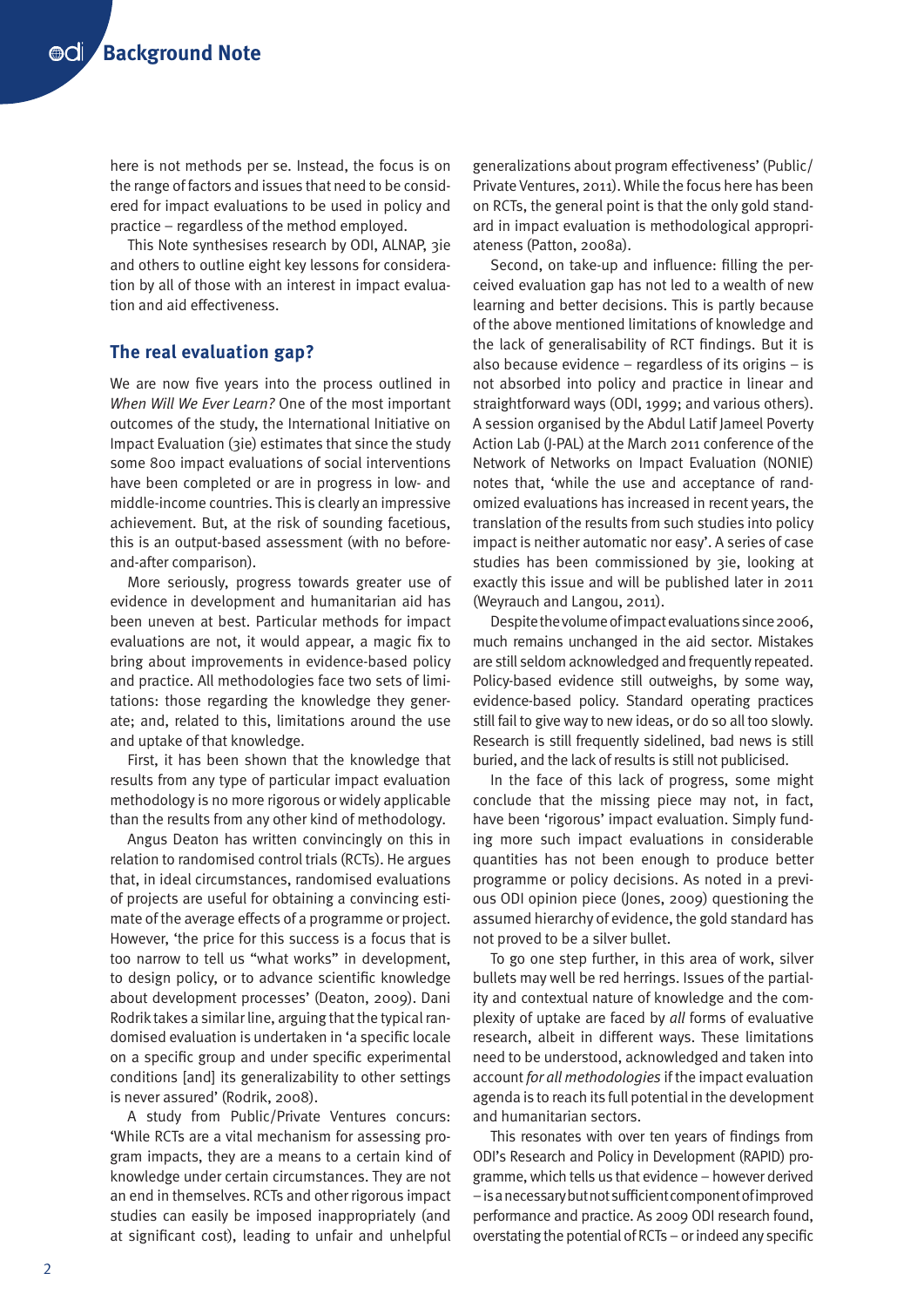here is not methods per se. Instead, the focus is on the range of factors and issues that need to be considered for impact evaluations to be used in policy and practice – regardless of the method employed.

This Note synthesises research by ODI, ALNAP, 3ie and others to outline eight key lessons for consideration by all of those with an interest in impact evaluation and aid effectiveness.

## The real evaluation gap?

We are now five years into the process outlined in *When Will We Ever Learn?* One of the most important outcomes of the study, the International Initiative on Impact Evaluation (3ie) estimates that since the study some 800 impact evaluations of social interventions have been completed or are in progress in low- and middle-income countries. This is clearly an impressive achievement. But, at the risk of sounding facetious, this is an output-based assessment (with no before-and-after comparison).

More seriously, progress towards greater use of evidence in development and humanitarian aid has been uneven at best. Particular methods for impact evaluations are not, it would appear, a magic fix to bring about improvements in evidence-based policy and practice. All methodologies face two sets of limitations: those regarding the knowledge they generate; and, related to this, limitations around the use and uptake of that knowledge.

First, it has been shown that the knowledge that results from any type of particular impact evaluation methodology is no more rigorous or widely applicable than the results from any other kind of methodology.

Angus Deaton has written convincingly on this in relation to randomised control trials (RCTs). He argues that, in ideal circumstances, randomised evaluations of projects are useful for obtaining a convincing estimate of the average effects of a programme or project. However, 'the price for this success is a focus that is too narrow to tell us "what works" in development, to design policy, or to advance scientific knowledge about development processes' (Deaton, 2009). Dani Rodrik takes a similar line, arguing that the typical randomised evaluation is undertaken in 'a specific locale on a specific group and under specific experimental conditions [and] its generalizability to other settings is never assured' (Rodrik, 2008).

A study from Public/Private Ventures concurs: 'While RCTs are a vital mechanism for assessing program impacts, they are a means to a certain kind of knowledge under certain circumstances. They are not an end in themselves. RCTs and other rigorous impact studies can easily be imposed inappropriately (and at significant cost), leading to unfair and unhelpful generalizations about program effectiveness' (Public/Private Ventures, 2011). While the focus here has been on RCTs, the general point is that the only gold standard in impact evaluation is methodological appropriateness (Patton, 2008a).

Second, on take-up and influence: filling the perceived evaluation gap has not led to a wealth of new learning and better decisions. This is partly because of the above mentioned limitations of knowledge and the lack of generalisability of RCT findings. But it is also because evidence – regardless of its origins – is not absorbed into policy and practice in linear and straightforward ways (ODI, 1999; and various others). A session organised by the Abdul Latif Jameel Poverty Action Lab (J-PAL) at the March 2011 conference of the Network of Networks on Impact Evaluation (NONIE) notes that, 'while the use and acceptance of randomized evaluations has increased in recent years, the translation of the results from such studies into policy impact is neither automatic nor easy'. A series of case studies has been commissioned by 3ie, looking at exactly this issue and will be published later in 2011 (Weyrauch and Langou, 2011).

Despite the volume of impact evaluations since 2006, much remains unchanged in the aid sector. Mistakes are still seldom acknowledged and frequently repeated. Policy-based evidence still outweighs, by some way, evidence-based policy. Standard operating practices still fail to give way to new ideas, or do so all too slowly. Research is still frequently sidelined, bad news is still buried, and the lack of results is still not publicised.

In the face of this lack of progress, some might conclude that the missing piece may not, in fact, have been 'rigorous' impact evaluation. Simply funding more such impact evaluations in considerable quantities has not been enough to produce better programme or policy decisions. As noted in a previous ODI opinion piece (Jones, 2009) questioning the assumed hierarchy of evidence, the gold standard has not proved to be a silver bullet.

To go one step further, in this area of work, silver bullets may well be red herrings. Issues of the partiality and contextual nature of knowledge and the complexity of uptake are faced by *all* forms of evaluative research, albeit in different ways. These limitations need to be understood, acknowledged and taken into account *for all methodologies* if the impact evaluation agenda is to reach its full potential in the development and humanitarian sectors.

This resonates with over ten years of findings from ODI's Research and Policy in Development (RAPID) programme, which tells us that evidence – however derived – is a necessary but not sufficient component of improved performance and practice. As 2009 ODI research found, overstating the potential of RCTs – or indeed any specific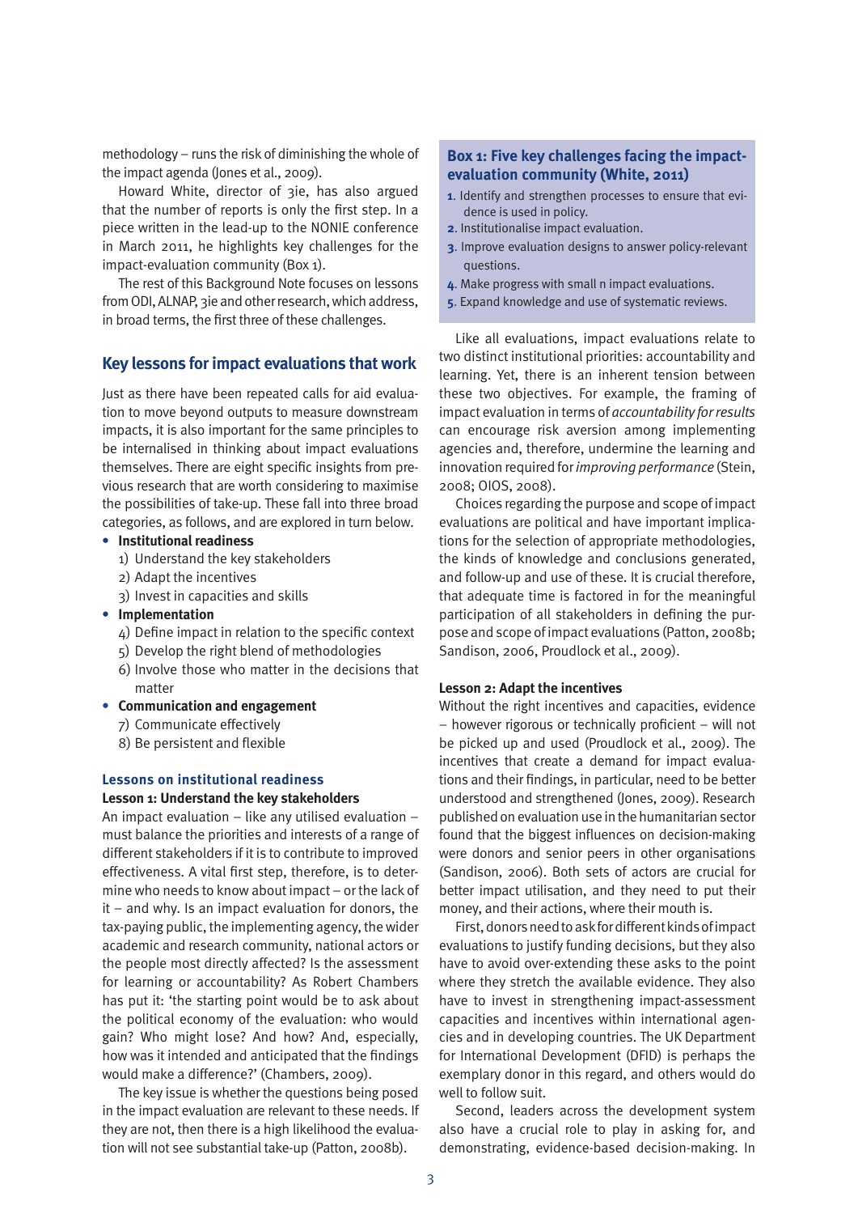methodology – runs the risk of diminishing the whole of the impact agenda (Jones et al., 2009).

Howard White, director of 3ie, has also argued that the number of reports is only the first step. In a piece written in the lead-up to the NONIE conference in March 2011, he highlights key challenges for the impact-evaluation community (Box 1).

The rest of this Background Note focuses on lessons from ODI, ALNAP, 3ie and other research, which address, in broad terms, the first three of these challenges.

> **Box 1: Five key challenges facing the impact-evaluation community (White, 2011)**
>
> 1. Identify and strengthen processes to ensure that evidence is used in policy.
> 2. Institutionalise impact evaluation.
> 3. Improve evaluation designs to answer policy-relevant questions.
> 4. Make progress with small n impact evaluations.
> 5. Expand knowledge and use of systematic reviews.

## Key lessons for impact evaluations that work

Just as there have been repeated calls for aid evaluation to move beyond outputs to measure downstream impacts, it is also important for the same principles to be internalised in thinking about impact evaluations themselves. There are eight specific insights from previous research that are worth considering to maximise the possibilities of take-up. These fall into three broad categories, as follows, and are explored in turn below.

- **Institutional readiness**
  1) Understand the key stakeholders
  2) Adapt the incentives
  3) Invest in capacities and skills
- **Implementation**
  4) Define impact in relation to the specific context
  5) Develop the right blend of methodologies
  6) Involve those who matter in the decisions that matter
- **Communication and engagement**
  7) Communicate effectively
  8) Be persistent and flexible

### Lessons on institutional readiness

#### Lesson 1: Understand the key stakeholders

An impact evaluation – like any utilised evaluation – must balance the priorities and interests of a range of different stakeholders if it is to contribute to improved effectiveness. A vital first step, therefore, is to determine who needs to know about impact – or the lack of it – and why. Is an impact evaluation for donors, the tax-paying public, the implementing agency, the wider academic and research community, national actors or the people most directly affected? Is the assessment for learning or accountability? As Robert Chambers has put it: 'the starting point would be to ask about the political economy of the evaluation: who would gain? Who might lose? And how? And, especially, how was it intended and anticipated that the findings would make a difference?' (Chambers, 2009).

The key issue is whether the questions being posed in the impact evaluation are relevant to these needs. If they are not, then there is a high likelihood the evaluation will not see substantial take-up (Patton, 2008b).

Like all evaluations, impact evaluations relate to two distinct institutional priorities: accountability and learning. Yet, there is an inherent tension between these two objectives. For example, the framing of impact evaluation in terms of *accountability for results* can encourage risk aversion among implementing agencies and, therefore, undermine the learning and innovation required for *improving performance* (Stein, 2008; OIOS, 2008).

Choices regarding the purpose and scope of impact evaluations are political and have important implications for the selection of appropriate methodologies, the kinds of knowledge and conclusions generated, and follow-up and use of these. It is crucial therefore, that adequate time is factored in for the meaningful participation of all stakeholders in defining the purpose and scope of impact evaluations (Patton, 2008b; Sandison, 2006, Proudlock et al., 2009).

#### Lesson 2: Adapt the incentives

Without the right incentives and capacities, evidence – however rigorous or technically proficient – will not be picked up and used (Proudlock et al., 2009). The incentives that create a demand for impact evaluations and their findings, in particular, need to be better understood and strengthened (Jones, 2009). Research published on evaluation use in the humanitarian sector found that the biggest influences on decision-making were donors and senior peers in other organisations (Sandison, 2006). Both sets of actors are crucial for better impact utilisation, and they need to put their money, and their actions, where their mouth is.

First, donors need to ask for different kinds of impact evaluations to justify funding decisions, but they also have to avoid over-extending these asks to the point where they stretch the available evidence. They also have to invest in strengthening impact-assessment capacities and incentives within international agencies and in developing countries. The UK Department for International Development (DFID) is perhaps the exemplary donor in this regard, and others would do well to follow suit.

Second, leaders across the development system also have a crucial role to play in asking for, and demonstrating, evidence-based decision-making. In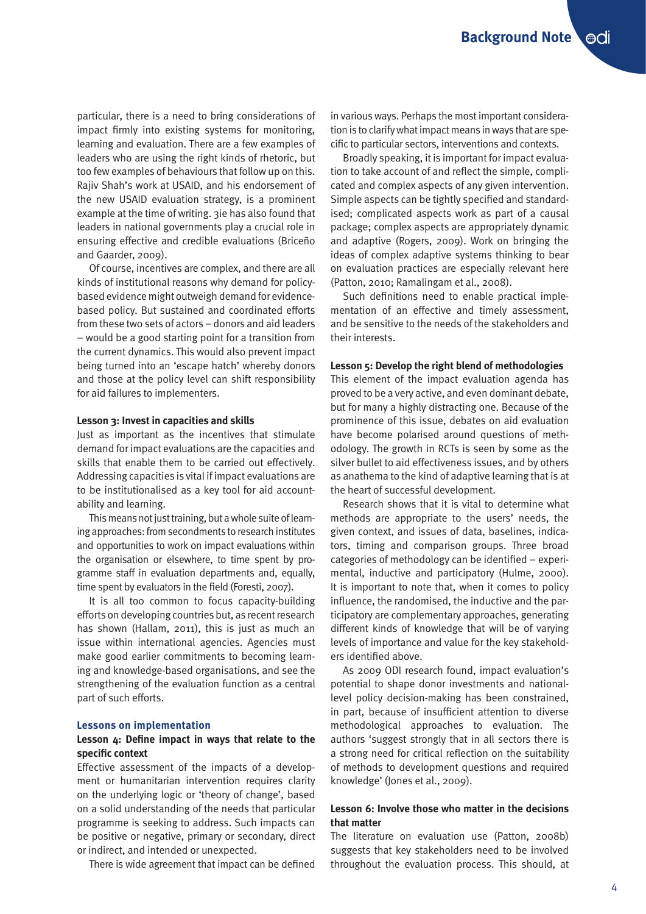particular, there is a need to bring considerations of impact firmly into existing systems for monitoring, learning and evaluation. There are a few examples of leaders who are using the right kinds of rhetoric, but too few examples of behaviours that follow up on this. Rajiv Shah's work at USAID, and his endorsement of the new USAID evaluation strategy, is a prominent example at the time of writing. 3ie has also found that leaders in national governments play a crucial role in ensuring effective and credible evaluations (Briceño and Gaarder, 2009).

Of course, incentives are complex, and there are all kinds of institutional reasons why demand for policy-based evidence might outweigh demand for evidence-based policy. But sustained and coordinated efforts from these two sets of actors – donors and aid leaders – would be a good starting point for a transition from the current dynamics. This would also prevent impact being turned into an 'escape hatch' whereby donors and those at the policy level can shift responsibility for aid failures to implementers.

**Lesson 3: Invest in capacities and skills**

Just as important as the incentives that stimulate demand for impact evaluations are the capacities and skills that enable them to be carried out effectively. Addressing capacities is vital if impact evaluations are to be institutionalised as a key tool for aid accountability and learning.

This means not just training, but a whole suite of learning approaches: from secondments to research institutes and opportunities to work on impact evaluations within the organisation or elsewhere, to time spent by programme staff in evaluation departments and, equally, time spent by evaluators in the field (Foresti, 2007).

It is all too common to focus capacity-building efforts on developing countries but, as recent research has shown (Hallam, 2011), this is just as much an issue within international agencies. Agencies must make good earlier commitments to becoming learning and knowledge-based organisations, and see the strengthening of the evaluation function as a central part of such efforts.

## Lessons on implementation

**Lesson 4: Define impact in ways that relate to the specific context**

Effective assessment of the impacts of a development or humanitarian intervention requires clarity on the underlying logic or 'theory of change', based on a solid understanding of the needs that particular programme is seeking to address. Such impacts can be positive or negative, primary or secondary, direct or indirect, and intended or unexpected.

There is wide agreement that impact can be defined in various ways. Perhaps the most important consideration is to clarify what impact means in ways that are specific to particular sectors, interventions and contexts.

Broadly speaking, it is important for impact evaluation to take account of and reflect the simple, complicated and complex aspects of any given intervention. Simple aspects can be tightly specified and standardised; complicated aspects work as part of a causal package; complex aspects are appropriately dynamic and adaptive (Rogers, 2009). Work on bringing the ideas of complex adaptive systems thinking to bear on evaluation practices are especially relevant here (Patton, 2010; Ramalingam et al., 2008).

Such definitions need to enable practical implementation of an effective and timely assessment, and be sensitive to the needs of the stakeholders and their interests.

**Lesson 5: Develop the right blend of methodologies**

This element of the impact evaluation agenda has proved to be a very active, and even dominant debate, but for many a highly distracting one. Because of the prominence of this issue, debates on aid evaluation have become polarised around questions of methodology. The growth in RCTs is seen by some as the silver bullet to aid effectiveness issues, and by others as anathema to the kind of adaptive learning that is at the heart of successful development.

Research shows that it is vital to determine what methods are appropriate to the users' needs, the given context, and issues of data, baselines, indicators, timing and comparison groups. Three broad categories of methodology can be identified – experimental, inductive and participatory (Hulme, 2000). It is important to note that, when it comes to policy influence, the randomised, the inductive and the participatory are complementary approaches, generating different kinds of knowledge that will be of varying levels of importance and value for the key stakeholders identified above.

As 2009 ODI research found, impact evaluation's potential to shape donor investments and national-level policy decision-making has been constrained, in part, because of insufficient attention to diverse methodological approaches to evaluation. The authors 'suggest strongly that in all sectors there is a strong need for critical reflection on the suitability of methods to development questions and required knowledge' (Jones et al., 2009).

**Lesson 6: Involve those who matter in the decisions that matter**

The literature on evaluation use (Patton, 2008b) suggests that key stakeholders need to be involved throughout the evaluation process. This should, at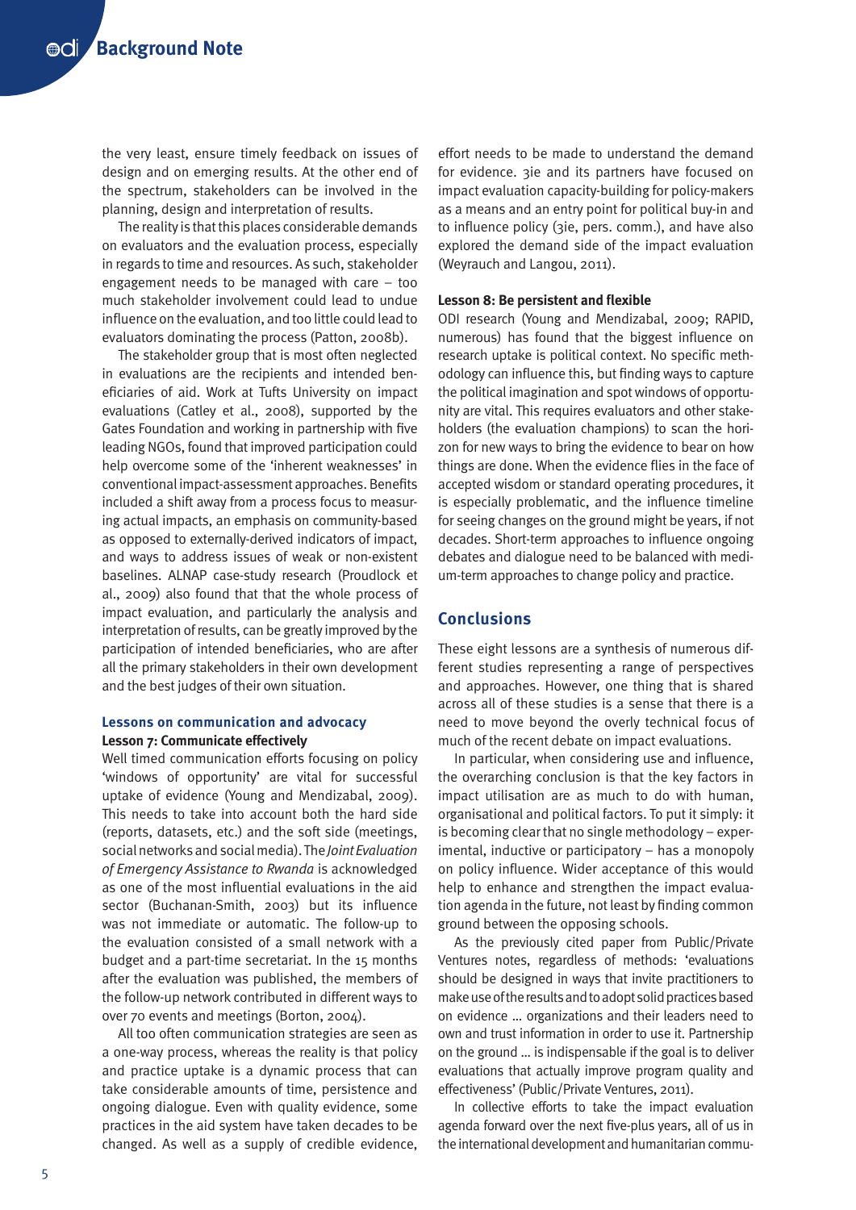the very least, ensure timely feedback on issues of design and on emerging results. At the other end of the spectrum, stakeholders can be involved in the planning, design and interpretation of results.

The reality is that this places considerable demands on evaluators and the evaluation process, especially in regards to time and resources. As such, stakeholder engagement needs to be managed with care – too much stakeholder involvement could lead to undue influence on the evaluation, and too little could lead to evaluators dominating the process (Patton, 2008b).

The stakeholder group that is most often neglected in evaluations are the recipients and intended beneficiaries of aid. Work at Tufts University on impact evaluations (Catley et al., 2008), supported by the Gates Foundation and working in partnership with five leading NGOs, found that improved participation could help overcome some of the 'inherent weaknesses' in conventional impact-assessment approaches. Benefits included a shift away from a process focus to measuring actual impacts, an emphasis on community-based as opposed to externally-derived indicators of impact, and ways to address issues of weak or non-existent baselines. ALNAP case-study research (Proudlock et al., 2009) also found that the whole process of impact evaluation, and particularly the analysis and interpretation of results, can be greatly improved by the participation of intended beneficiaries, who are after all the primary stakeholders in their own development and the best judges of their own situation.

### Lessons on communication and advocacy

**Lesson 7: Communicate effectively**

Well timed communication efforts focusing on policy 'windows of opportunity' are vital for successful uptake of evidence (Young and Mendizabal, 2009). This needs to take into account both the hard side (reports, datasets, etc.) and the soft side (meetings, social networks and social media). The *Joint Evaluation of Emergency Assistance to Rwanda* is acknowledged as one of the most influential evaluations in the aid sector (Buchanan-Smith, 2003) but its influence was not immediate or automatic. The follow-up to the evaluation consisted of a small network with a budget and a part-time secretariat. In the 15 months after the evaluation was published, the members of the follow-up network contributed in different ways to over 70 events and meetings (Borton, 2004).

All too often communication strategies are seen as a one-way process, whereas the reality is that policy and practice uptake is a dynamic process that can take considerable amounts of time, persistence and ongoing dialogue. Even with quality evidence, some practices in the aid system have taken decades to be changed. As well as a supply of credible evidence, effort needs to be made to understand the demand for evidence. 3ie and its partners have focused on impact evaluation capacity-building for policy-makers as a means and an entry point for political buy-in and to influence policy (3ie, pers. comm.), and have also explored the demand side of the impact evaluation (Weyrauch and Langou, 2011).

**Lesson 8: Be persistent and flexible**

ODI research (Young and Mendizabal, 2009; RAPID, numerous) has found that the biggest influence on research uptake is political context. No specific methodology can influence this, but finding ways to capture the political imagination and spot windows of opportunity are vital. This requires evaluators and other stakeholders (the evaluation champions) to scan the horizon for new ways to bring the evidence to bear on how things are done. When the evidence flies in the face of accepted wisdom or standard operating procedures, it is especially problematic, and the influence timeline for seeing changes on the ground might be years, if not decades. Short-term approaches to influence ongoing debates and dialogue need to be balanced with medium-term approaches to change policy and practice.

## Conclusions

These eight lessons are a synthesis of numerous different studies representing a range of perspectives and approaches. However, one thing that is shared across all of these studies is a sense that there is a need to move beyond the overly technical focus of much of the recent debate on impact evaluations.

In particular, when considering use and influence, the overarching conclusion is that the key factors in impact evaluation utilisation are as much to do with human, organisational and political factors. To put it simply: it is becoming clear that no single methodology – experimental, inductive or participatory – has a monopoly on policy influence. Wider acceptance of this would help to enhance and strengthen the impact evaluation agenda in the future, not least by finding common ground between the opposing schools.

As the previously cited paper from Public/Private Ventures notes, regardless of methods: 'evaluations should be designed in ways that invite practitioners to make use of the results and to adopt solid practices based on evidence … organizations and their leaders need to own and trust information in order to use it. Partnership on the ground … is indispensable if the goal is to deliver evaluations that actually improve program quality and effectiveness' (Public/Private Ventures, 2011).

In collective efforts to take the impact evaluation agenda forward over the next five-plus years, all of us in the international development and humanitarian commu-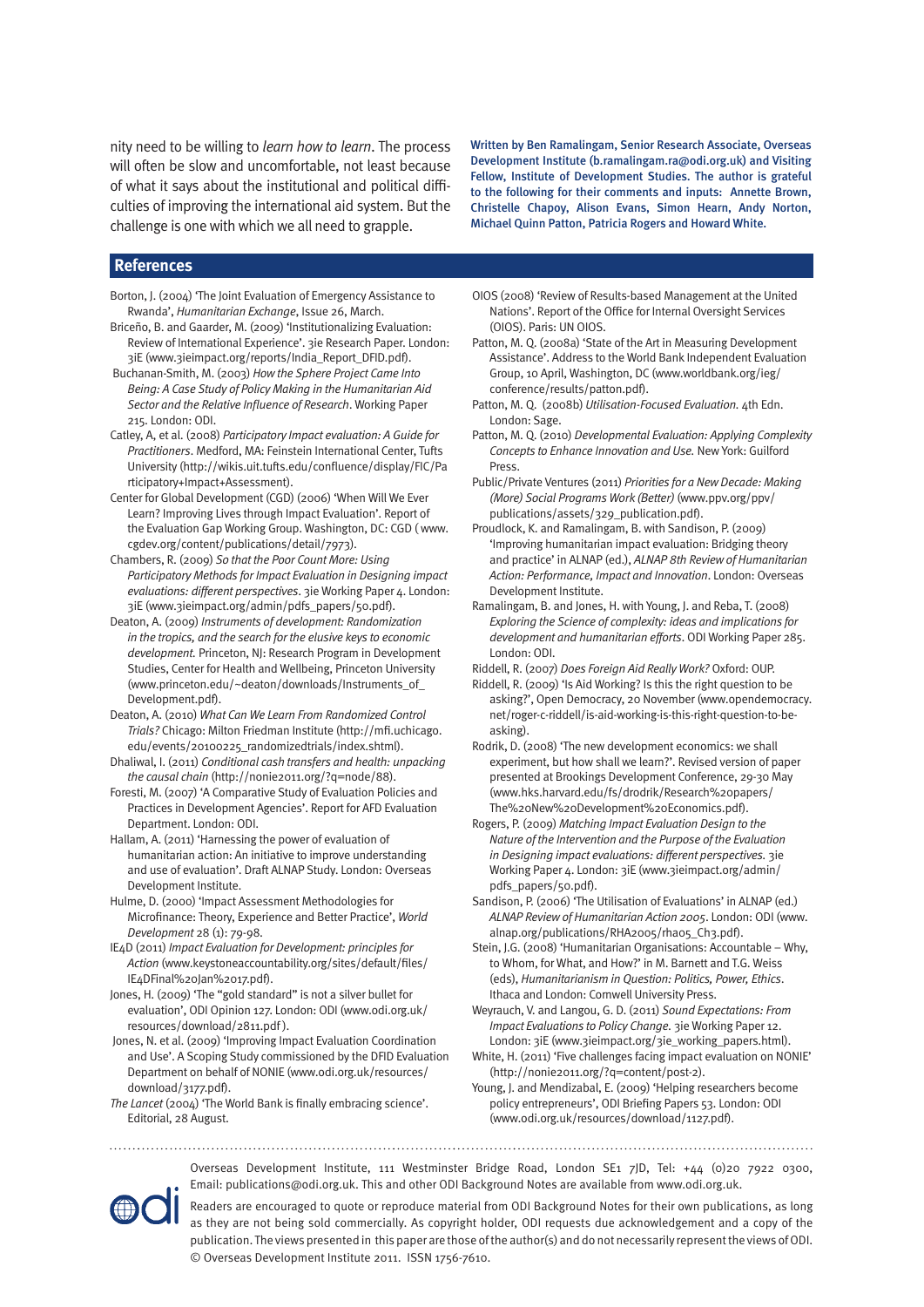nity need to be willing to *learn how to learn*. The process will often be slow and uncomfortable, not least because of what it says about the institutional and political difficulties of improving the international aid system. But the challenge is one with which we all need to grapple.

Written by Ben Ramalingam, Senior Research Associate, Overseas Development Institute (b.ramalingam.ra@odi.org.uk) and Visiting Fellow, Institute of Development Studies. The author is grateful to the following for their comments and inputs: Annette Brown, Christelle Chapoy, Alison Evans, Simon Hearn, Andy Norton, Michael Quinn Patton, Patricia Rogers and Howard White.

## References

Borton, J. (2004) 'The Joint Evaluation of Emergency Assistance to Rwanda', *Humanitarian Exchange*, Issue 26, March.

Briceño, B. and Gaarder, M. (2009) 'Institutionalizing Evaluation: Review of International Experience'. 3ie Research Paper. London: 3iE (www.3ieimpact.org/reports/India_Report_DFID.pdf).

Buchanan-Smith, M. (2003) *How the Sphere Project Came Into Being: A Case Study of Policy Making in the Humanitarian Aid Sector and the Relative Influence of Research*. Working Paper 215. London: ODI.

Catley, A, et al. (2008) *Participatory Impact evaluation: A Guide for Practitioners*. Medford, MA: Feinstein International Center, Tufts University (http://wikis.uit.tufts.edu/confluence/display/FIC/Participatory+Impact+Assessment).

Center for Global Development (CGD) (2006) 'When Will We Ever Learn? Improving Lives through Impact Evaluation'. Report of the Evaluation Gap Working Group. Washington, DC: CGD ( www.cgdev.org/content/publications/detail/7973).

Chambers, R. (2009) *So that the Poor Count More: Using Participatory Methods for Impact Evaluation in Designing impact evaluations: different perspectives*. 3ie Working Paper 4. London: 3iE (www.3ieimpact.org/admin/pdfs_papers/50.pdf).

Deaton, A. (2009) *Instruments of development: Randomization in the tropics, and the search for the elusive keys to economic development.* Princeton, NJ: Research Program in Development Studies, Center for Health and Wellbeing, Princeton University (www.princeton.edu/~deaton/downloads/Instruments_of_Development.pdf).

Deaton, A. (2010) *What Can We Learn From Randomized Control Trials?* Chicago: Milton Friedman Institute (http://mfi.uchicago.edu/events/20100225_randomizedtrials/index.shtml).

Dhaliwal, I. (2011) *Conditional cash transfers and health: unpacking the causal chain* (http://nonie2011.org/?q=node/88).

Foresti, M. (2007) 'A Comparative Study of Evaluation Policies and Practices in Development Agencies'. Report for AFD Evaluation Department. London: ODI.

Hallam, A. (2011) 'Harnessing the power of evaluation of humanitarian action: An initiative to improve understanding and use of evaluation'. Draft ALNAP Study. London: Overseas Development Institute.

Hulme, D. (2000) 'Impact Assessment Methodologies for Microfinance: Theory, Experience and Better Practice', *World Development* 28 (1): 79-98.

IE4D (2011) *Impact Evaluation for Development: principles for Action* (www.keystoneaccountability.org/sites/default/files/IE4DFinal%20Jan%2017.pdf).

Jones, H. (2009) 'The "gold standard" is not a silver bullet for evaluation', ODI Opinion 127. London: ODI (www.odi.org.uk/resources/download/2811.pdf ).

Jones, N. et al. (2009) 'Improving Impact Evaluation Coordination and Use'. A Scoping Study commissioned by the DFID Evaluation Department on behalf of NONIE (www.odi.org.uk/resources/download/3177.pdf).

*The Lancet* (2004) 'The World Bank is finally embracing science'. Editorial, 28 August.

OIOS (2008) 'Review of Results-based Management at the United Nations'. Report of the Office for Internal Oversight Services (OIOS). Paris: UN OIOS.

Patton, M. Q. (2008a) 'State of the Art in Measuring Development Assistance'. Address to the World Bank Independent Evaluation Group, 10 April, Washington, DC (www.worldbank.org/ieg/conference/results/patton.pdf).

Patton, M. Q. (2008b) *Utilisation-Focused Evaluation.* 4th Edn. London: Sage.

Patton, M. Q. (2010) *Developmental Evaluation: Applying Complexity Concepts to Enhance Innovation and Use.* New York: Guilford Press.

Public/Private Ventures (2011) *Priorities for a New Decade: Making (More) Social Programs Work (Better)* (www.ppv.org/ppv/publications/assets/329_publication.pdf).

Proudlock, K. and Ramalingam, B. with Sandison, P. (2009) 'Improving humanitarian impact evaluation: Bridging theory and practice' in ALNAP (ed.), *ALNAP 8th Review of Humanitarian Action: Performance, Impact and Innovation*. London: Overseas Development Institute.

Ramalingam, B. and Jones, H. with Young, J. and Reba, T. (2008) *Exploring the Science of complexity: ideas and implications for development and humanitarian efforts*. ODI Working Paper 285. London: ODI.

Riddell, R. (2007) *Does Foreign Aid Really Work?* Oxford: OUP.

Riddell, R. (2009) 'Is Aid Working? Is this the right question to be asking?', Open Democracy, 20 November (www.opendemocracy.net/roger-c-riddell/is-aid-working-is-this-right-question-to-be-asking).

Rodrik, D. (2008) 'The new development economics: we shall experiment, but how shall we learn?'. Revised version of paper presented at Brookings Development Conference, 29-30 May (www.hks.harvard.edu/fs/drodrik/Research%20papers/The%20New%20Development%20Economics.pdf).

Rogers, P. (2009) *Matching Impact Evaluation Design to the Nature of the Intervention and the Purpose of the Evaluation in Designing impact evaluations: different perspectives.* 3ie Working Paper 4. London: 3iE (www.3ieimpact.org/admin/pdfs_papers/50.pdf).

Sandison, P. (2006) 'The Utilisation of Evaluations' in ALNAP (ed.) *ALNAP Review of Humanitarian Action 2005*. London: ODI (www.alnap.org/publications/RHA2005/rha05_Ch3.pdf).

Stein, J.G. (2008) 'Humanitarian Organisations: Accountable – Why, to Whom, for What, and How?' in M. Barnett and T.G. Weiss (eds), *Humanitarianism in Question: Politics, Power, Ethics*. Ithaca and London: Cornwell University Press.

Weyrauch, V. and Langou, G. D. (2011) *Sound Expectations: From Impact Evaluations to Policy Change.* 3ie Working Paper 12. London: 3iE (www.3ieimpact.org/3ie_working_papers.html).

White, H. (2011) 'Five challenges facing impact evaluation on NONIE' (http://nonie2011.org/?q=content/post-2).

Young, J. and Mendizabal, E. (2009) 'Helping researchers become policy entrepreneurs', ODI Briefing Papers 53. London: ODI (www.odi.org.uk/resources/download/1127.pdf).

Overseas Development Institute, 111 Westminster Bridge Road, London SE1 7JD, Tel: +44 (0)20 7922 0300, Email: publications@odi.org.uk. This and other ODI Background Notes are available from www.odi.org.uk.

Readers are encouraged to quote or reproduce material from ODI Background Notes for their own publications, as long as they are not being sold commercially. As copyright holder, ODI requests due acknowledgement and a copy of the publication. The views presented in this paper are those of the author(s) and do not necessarily represent the views of ODI. © Overseas Development Institute 2011. ISSN 1756-7610.